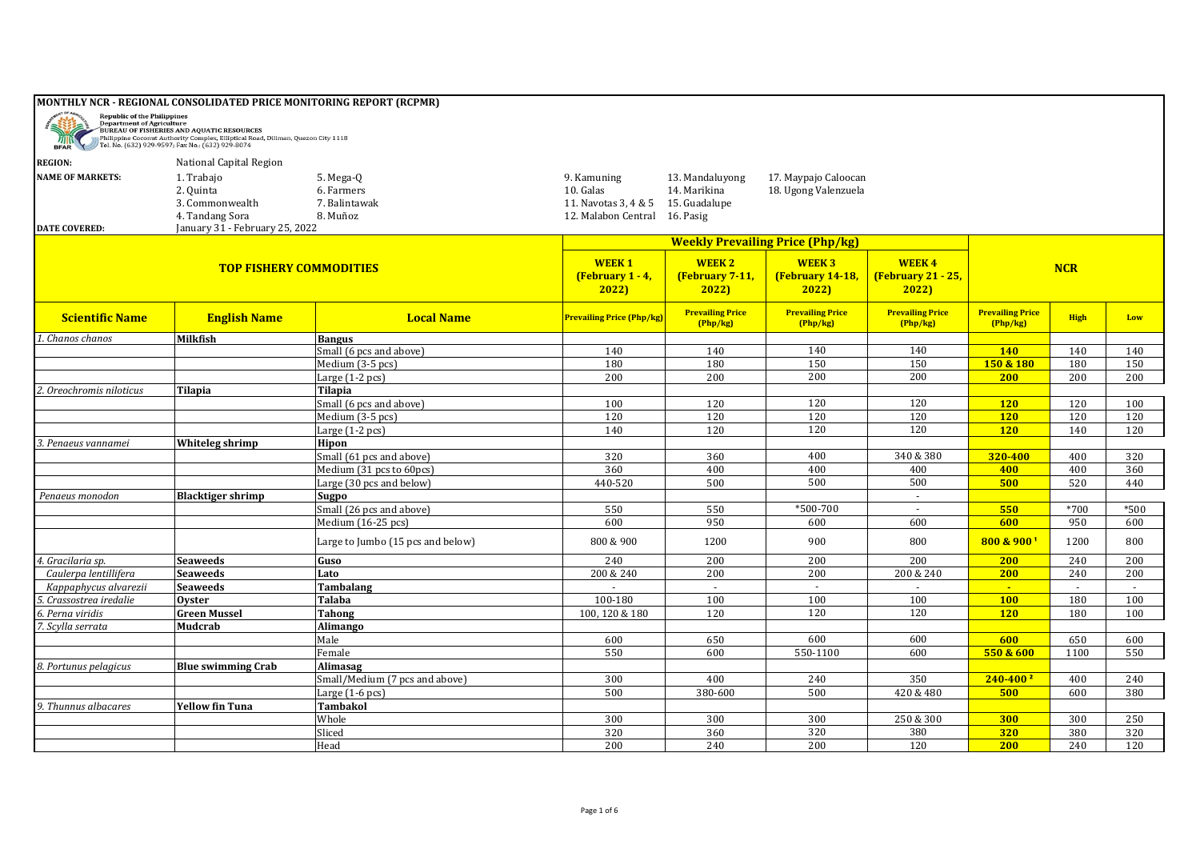# MONTHLY NCR - REGIONAL CONSOLIDATED PRICE MONITORING REPORT (RCPMR)

Republic of the Philippines
Department of Agriculture
BUREAU OF FISHERIES AND AQUATIC RESOURCES
Philippine Coconut Authority Complex, Elliptical Road, Diliman, Quezon City 1118
Tel. No. (632) 929-9597; Fax No.: (632) 929-8074

**REGION:** National Capital Region

**NAME OF MARKETS:**

1. Trabajo
2. Quinta
3. Commonwealth
4. Tandang Sora
5. Mega-Q
6. Farmers
7. Balintawak
8. Muñoz
9. Kamuning
10. Galas
11. Navotas 3, 4 & 5
12. Malabon Central
13. Mandaluyong
14. Marikina
15. Guadalupe
16. Pasig
17. Maypajo Caloocan
18. Ugong Valenzuela

**DATE COVERED:** January 31 - February 25, 2022

| TOP FISHERY COMMODITIES | | | Weekly Prevailing Price (Php/kg) | | | | NCR | | |
|---|---|---|---|---|---|---|---|---|---|
| | | | WEEK 1 (February 1 - 4, 2022) | WEEK 2 (February 7-11, 2022) | WEEK 3 (February 14-18, 2022) | WEEK 4 (February 21 - 25, 2022) | | | |
| **Scientific Name** | **English Name** | **Local Name** | **Prevailing Price (Php/kg)** | **Prevailing Price (Php/kg)** | **Prevailing Price (Php/kg)** | **Prevailing Price (Php/kg)** | **Prevailing Price (Php/kg)** | **High** | **Low** |
| *1. Chanos chanos* | **Milkfish** | **Bangus** | | | | | | | |
| | | Small (6 pcs and above) | 140 | 140 | 140 | 140 | **140** | 140 | 140 |
| | | Medium (3-5 pcs) | 180 | 180 | 150 | 150 | **150 & 180** | 180 | 150 |
| | | Large (1-2 pcs) | 200 | 200 | 200 | 200 | **200** | 200 | 200 |
| *2. Oreochromis niloticus* | **Tilapia** | **Tilapia** | | | | | | | |
| | | Small (6 pcs and above) | 100 | 120 | 120 | 120 | **120** | 120 | 100 |
| | | Medium (3-5 pcs) | 120 | 120 | 120 | 120 | **120** | 120 | 120 |
| | | Large (1-2 pcs) | 140 | 120 | 120 | 120 | **120** | 140 | 120 |
| *3. Penaeus vannamei* | **Whiteleg shrimp** | **Hipon** | | | | | | | |
| | | Small (61 pcs and above) | 320 | 360 | 400 | 340 & 380 | **320-400** | 400 | 320 |
| | | Medium (31 pcs to 60pcs) | 360 | 400 | 400 | 400 | **400** | 400 | 360 |
| | | Large (30 pcs and below) | 440-520 | 500 | 500 | 500 | **500** | 520 | 440 |
| *Penaeus monodon* | **Blacktiger shrimp** | **Sugpo** | | | | - | | | |
| | | Small (26 pcs and above) | 550 | 550 | *500-700 | - | **550** | *700 | *500 |
| | | Medium (16-25 pcs) | 600 | 950 | 600 | 600 | **600** | 950 | 600 |
| | | Large to Jumbo (15 pcs and below) | 800 & 900 | 1200 | 900 | 800 | **800 & 900 [1]** | 1200 | 800 |
| *4. Gracilaria sp.* | **Seaweeds** | **Guso** | 240 | 200 | 200 | 200 | **200** | 240 | 200 |
| *Caulerpa lentillifera* | **Seaweeds** | **Lato** | 200 & 240 | 200 | 200 | 200 & 240 | **200** | 240 | 200 |
| *Kappaphycus alvarezii* | **Seaweeds** | **Tambalang** | - | - | - | - | **-** | - | - |
| *5. Crassostrea iredalie* | **Oyster** | **Talaba** | 100-180 | 100 | 100 | 100 | **100** | 180 | 100 |
| *6. Perna viridis* | **Green Mussel** | **Tahong** | 100, 120 & 180 | 120 | 120 | 120 | **120** | 180 | 100 |
| *7. Scylla serrata* | **Mudcrab** | **Alimango** | | | | | | | |
| | | Male | 600 | 650 | 600 | 600 | **600** | 650 | 600 |
| | | Female | 550 | 600 | 550-1100 | 600 | **550 & 600** | 1100 | 550 |
| *8. Portunus pelagicus* | **Blue swimming Crab** | **Alimasag** | | | | | | | |
| | | Small/Medium (7 pcs and above) | 300 | 400 | 240 | 350 | **240-400 [2]** | 400 | 240 |
| | | Large (1-6 pcs) | 500 | 380-600 | 500 | 420 & 480 | **500** | 600 | 380 |
| *9. Thunnus albacares* | **Yellow fin Tuna** | **Tambakol** | | | | | | | |
| | | Whole | 300 | 300 | 300 | 250 & 300 | **300** | 300 | 250 |
| | | Sliced | 320 | 360 | 320 | 380 | **320** | 380 | 320 |
| | | Head | 200 | 240 | 200 | 120 | **200** | 240 | 120 |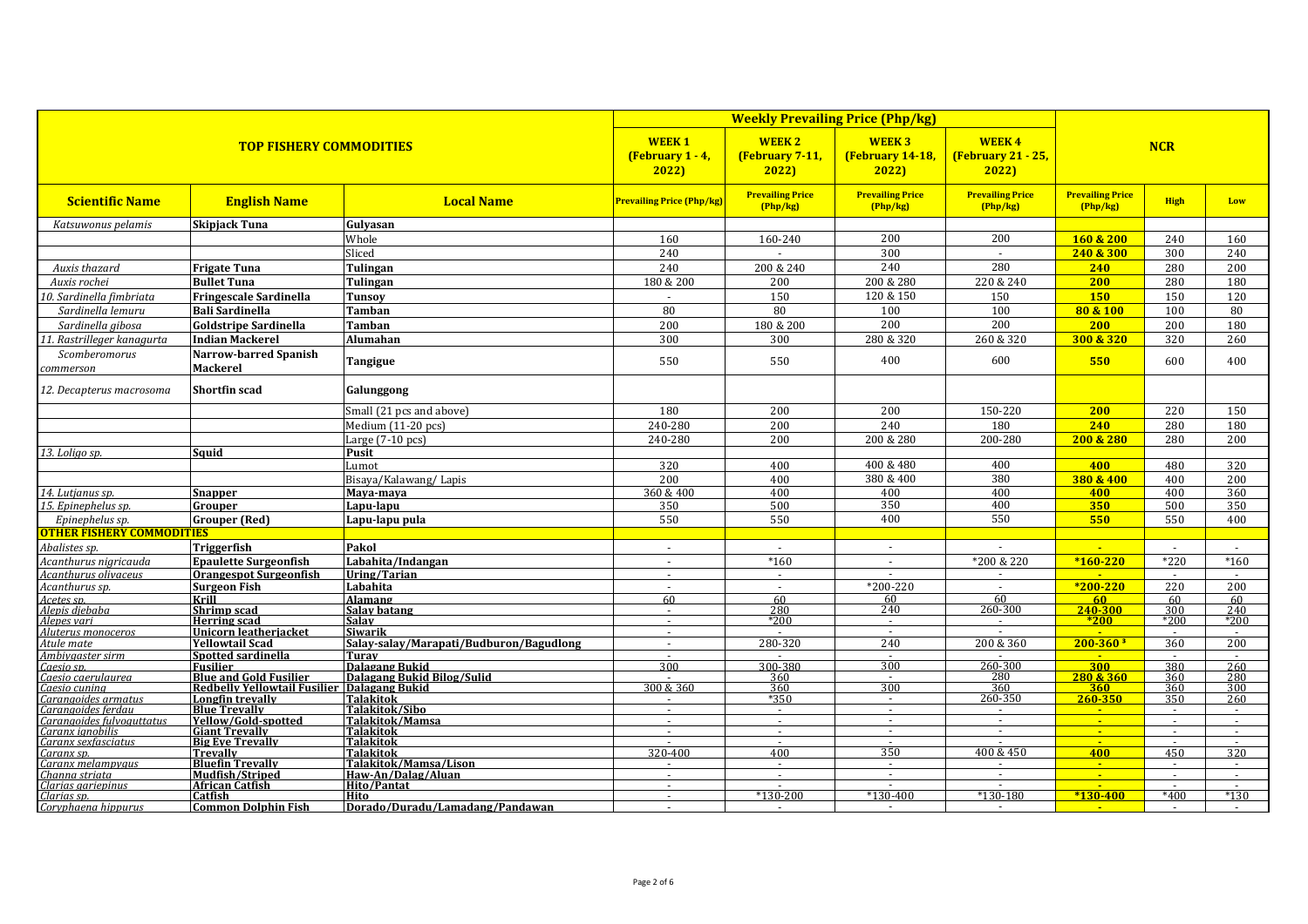| TOP FISHERY COMMODITIES | | | Weekly Prevailing Price (Php/kg) | | | | NCR | | |
|---|---|---|---|---|---|---|---|---|---|
| | | | WEEK 1 (February 1 - 4, 2022) | WEEK 2 (February 7-11, 2022) | WEEK 3 (February 14-18, 2022) | WEEK 4 (February 21 - 25, 2022) | | | |
| **Scientific Name** | **English Name** | **Local Name** | **Prevailing Price (Php/kg)** | **Prevailing Price (Php/kg)** | **Prevailing Price (Php/kg)** | **Prevailing Price (Php/kg)** | **Prevailing Price (Php/kg)** | **High** | **Low** |
| *Katsuwonus pelamis* | **Skipjack Tuna** | **Gulyasan** | | | | | | | |
| | | Whole | 160 | 160-240 | 200 | 200 | **160 & 200** | 240 | 160 |
| | | Sliced | 240 | - | 300 | - | **240 & 300** | 300 | 240 |
| *Auxis thazard* | **Frigate Tuna** | **Tulingan** | 240 | 200 & 240 | 240 | 280 | **240** | 280 | 200 |
| *Auxis rochei* | **Bullet Tuna** | **Tulingan** | 180 & 200 | 200 | 200 & 280 | 220 & 240 | **200** | 280 | 180 |
| *10. Sardinella fimbriata* | **Fringescale Sardinella** | **Tunsoy** | - | 150 | 120 & 150 | 150 | **150** | 150 | 120 |
| *Sardinella lemuru* | **Bali Sardinella** | **Tamban** | 80 | 80 | 100 | 100 | **80 & 100** | 100 | 80 |
| *Sardinella gibosa* | **Goldstripe Sardinella** | **Tamban** | 200 | 180 & 200 | 200 | 200 | **200** | 200 | 180 |
| *11. Rastrilleger kanagurta* | **Indian Mackerel** | **Alumahan** | 300 | 300 | 280 & 320 | 260 & 320 | **300 & 320** | 320 | 260 |
| *Scomberomorus commerson* | **Narrow-barred Spanish Mackerel** | **Tangigue** | 550 | 550 | 400 | 600 | **550** | 600 | 400 |
| *12. Decapterus macrosoma* | **Shortfin scad** | **Galunggong** | | | | | | | |
| | | Small (21 pcs and above) | 180 | 200 | 200 | 150-220 | **200** | 220 | 150 |
| | | Medium (11-20 pcs) | 240-280 | 200 | 240 | 180 | **240** | 280 | 180 |
| | | Large (7-10 pcs) | 240-280 | 200 | 200 & 280 | 200-280 | **200 & 280** | 280 | 200 |
| *13. Loligo sp.* | **Squid** | **Pusit** | | | | | | | |
| | | Lumot | 320 | 400 | 400 & 480 | 400 | **400** | 480 | 320 |
| | | Bisaya/Kalawang/ Lapis | 200 | 400 | 380 & 400 | 380 | **380 & 400** | 400 | 200 |
| *14. Lutjanus sp.* | **Snapper** | **Maya-maya** | 360 & 400 | 400 | 400 | 400 | **400** | 400 | 360 |
| *15. Epinephelus sp.* | **Grouper** | **Lapu-lapu** | 350 | 500 | 350 | 400 | **350** | 500 | 350 |
| *Epinephelus sp.* | **Grouper (Red)** | **Lapu-lapu pula** | 550 | 550 | 400 | 550 | **550** | 550 | 400 |
| **OTHER FISHERY COMMODITIES** | | | | | | | | | |
| *Abalistes sp.* | **Triggerfish** | **Pakol** | - | - | - | - | - | - | - |
| *Acanthurus nigricauda* | **Epaulette Surgeonfish** | **Labahita/Indangan** | - | *160 | - | *200 & 220 | ***160-220** | *220 | *160 |
| *Acanthurus olivaceus* | **Orangespot Surgeonfish** | **Uring/Tarian** | - | - | - | - | - | - | - |
| *Acanthurus sp.* | **Surgeon Fish** | **Labahita** | - | - | *200-220 | - | ***200-220** | 220 | 200 |
| *Acetes sp.* | **Krill** | **Alamang** | 60 | 60 | 60 | 60 | **60** | 60 | 60 |
| *Alepis djebaba* | **Shrimp scad** | **Salay batang** | - | 280 | 240 | 260-300 | **240-300** | 300 | 240 |
| *Alepes vari* | **Herring scad** | **Salay** | - | *200 | - | - | ***200** | *200 | *200 |
| *Aluterus monoceros* | **Unicorn leatherjacket** | **Siwarik** | - | - | - | - | - | - | - |
| *Atule mate* | **Yellowtail Scad** | **Salay-salay/Marapati/Budburon/Bagudlong** | - | 280-320 | 240 | 200 & 360 | **200-360 ³** | 360 | 200 |
| *Ambiygaster sirm* | **Spotted sardinella** | **Turay** | - | - | - | - | - | - | - |
| *Caesio sp.* | **Fusilier** | **Dalagang Bukid** | 300 | 300-380 | 300 | 260-300 | **300** | 380 | 260 |
| *Caesio caerulaurea* | **Blue and Gold Fusilier** | **Dalagang Bukid Bilog/Sulid** | - | 360 | - | 280 | **280 & 360** | 360 | 280 |
| *Caesio cuning* | **Redbelly Yellowtail Fusilier** | **Dalagang Bukid** | 300 & 360 | 360 | 300 | 360 | **360** | 360 | 300 |
| *Carangoides armatus* | **Longfin trevally** | **Talakitok** | - | *350 | - | 260-350 | **260-350** | 350 | 260 |
| *Carangoides ferdau* | **Blue Trevally** | **Talakitok/Sibo** | - | - | - | - | - | - | - |
| *Carangoides fulvoguttatus* | **Yellow/Gold-spotted** | **Talakitok/Mamsa** | - | - | - | - | - | - | - |
| *Caranx ignobilis* | **Giant Trevally** | **Talakitok** | - | - | - | - | - | - | - |
| *Caranx sexfasciatus* | **Big Eye Trevally** | **Talakitok** | - | - | - | - | - | - | - |
| *Caranx sp.* | **Trevally** | **Talakitok** | 320-400 | 400 | 350 | 400 & 450 | **400** | 450 | 320 |
| *Caranx melampygus* | **Bluefin Trevally** | **Talakitok/Mamsa/Lison** | - | - | - | - | - | - | - |
| *Channa striata* | **Mudfish/Striped** | **Haw-An/Dalag/Aluan** | - | - | - | - | - | - | - |
| *Clarias gariepinus* | **African Catfish** | **Hito/Pantat** | - | - | - | - | - | - | - |
| *Clarias sp.* | **Catfish** | **Hito** | - | *130-200 | *130-400 | *130-180 | ***130-400** | *400 | *130 |
| *Coryphaena hippurus* | **Common Dolphin Fish** | **Dorado/Duradu/Lamadang/Pandawan** | - | - | - | - | - | - | - |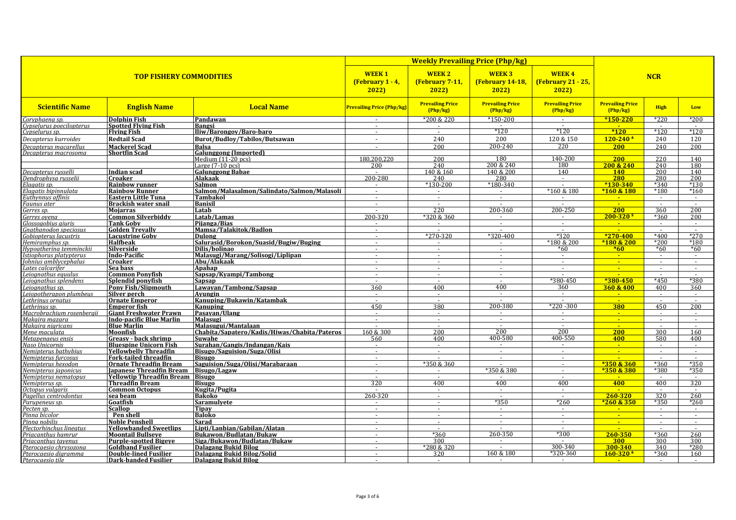| TOP FISHERY COMMODITIES | | | Weekly Prevailing Price (Php/kg) | | | | NCR | | |
|---|---|---|---|---|---|---|---|---|---|
| | | | WEEK 1 (February 1 - 4, 2022) | WEEK 2 (February 7-11, 2022) | WEEK 3 (February 14-18, 2022) | WEEK 4 (February 21 - 25, 2022) | | | |
| **Scientific Name** | **English Name** | **Local Name** | **Prevailing Price (Php/kg)** | **Prevailing Price (Php/kg)** | **Prevailing Price (Php/kg)** | **Prevailing Price (Php/kg)** | **Prevailing Price (Php/kg)** | **High** | **Low** |
| *Coryphaena sp.* | **Dolphin Fish** | **Pandawan** | - | *200 & 220 | *150-200 | - | ***150-220** | *220 | *200 |
| *Cypselurus poecilopterus* | **Spotted Flying Fish** | **Bangsi** | - | - | - | - | - | - | - |
| *Cypselurus sp.* | **Flying Fish** | **Iliw/Barongoy/Baro-baro** | - | - | *120 | *120 | ***120** | *120 | *120 |
| *Decapterus kurroides* | **Redtail Scad** | **Burot/Budloy/Tabilos/Butsawan** | - | 240 | 200 | 120 & 150 | **120-240** [4] | 240 | 120 |
| *Decapterus macarellus* | **Mackerel Scad** | **Balsa** | - | 200 | 200-240 | 220 | **200** | 240 | 200 |
| *Decapterus macrosoma* | **Shortfin Scad** | **Galunggong (Imported)** | | | | | | | |
| | | Medium (11-20 pcs) | 180,200,220 | 200 | 180 | 140-200 | **200** | 220 | 140 |
| | | Large (7-10 pcs) | 200 | 240 | 200 & 240 | 180 | **200 & 240** | 240 | 180 |
| *Decapterus russelli* | **Indian scad** | **Galunggong Babae** | - | 140 & 160 | 140 & 200 | 140 | **140** | 200 | 140 |
| *Dendrophysa russelii* | **Croaker** | **Alakaak** | 200-280 | 240 | 280 | - | **280** | 280 | 200 |
| *Elagatis sp.* | **Rainbow runner** | **Salmon** | - | *130-200 | *180-340 | - | ***130-340** | *340 | *130 |
| *Elagatis bipinnulata* | **Rainbow Runner** | **Salmon/Malasalmon/Salindato/Salmon/Malasoli** | - | - | - | *160 & 180 | ***160 & 180** | *180 | *160 |
| *Euthynnus affinis* | **Eastern Little Tuna** | **Tambakol** | - | - | - | - | - | - | - |
| *Faunus ater* | **Brackish water snail** | **Banisil** | - | - | - | - | - | - | - |
| *Gerres sp.* | **Mojarras** | **Latab** | - | 220 | 200-360 | 200-250 | **200** | 360 | 200 |
| *Gerres oyena* | **Common Silverbiddy** | **Latab/Lamas** | 200-320 | *320 & 360 | - | - | **200-320** [5] | *360 | 200 |
| *Glossogobius giuris* | **Tank Goby** | **Pijanga/Bias** | - | - | - | - | - | - | - |
| *Gnathanodon speciosus* | **Golden Trevally** | **Mamsa/Talakitok/Badlon** | - | - | - | - | - | - | - |
| *Gobiopterus lacustris* | **Lacustrine Goby** | **Dulong** | - | *270-320 | *320-400 | *320 | ***270-400** | *400 | *270 |
| *Hemiramphus sp.* | **Halfbeak** | **Salurasid/Borokon/Suasid/Bugiw/Buging** | - | - | - | *180 & 200 | ***180 & 200** | *200 | *180 |
| *Hypoatherina temminckii* | **Silverside** | **Dilis/bolinao** | - | - | - | *60 | ***60** | *60 | *60 |
| *Istiophorus platypterus* | **Indo-Pacific** | **Malasugi/Marang/Solisogi/Liplipan** | - | - | - | - | - | - | - |
| *Johnius amblycephalus* | **Croaker** | **Abu/Alakaak** | - | - | - | - | - | - | - |
| *Lates calcarifer* | **Sea bass** | **Apahap** | - | - | - | - | - | - | - |
| *Leiognathus equulus* | **Common Ponyfish** | **Sapsap/Kyampi/Tambong** | - | - | - | - | - | - | - |
| *Leiognathus splendens* | **Splendid ponyfish** | **Sapsap** | - | - | - | *380-450 | ***380-450** | *450 | *380 |
| *Leiognathus sp.* | **Pony Fish/Slipmouth** | **Lawayan/Tambong/Sapsap** | 360 | 400 | 400 | 360 | **360 & 400** | 400 | 360 |
| *Leiopotherapon plumbeus* | **Silver perch** | **Ayungin** | - | - | - | - | - | - | - |
| *Lethrinus ornatus* | **Ornate Emperor** | **Kanuping/Bukawin/Katambak** | - | - | - | - | - | - | - |
| *Lethrinus sp.* | **Emperor fish** | **Kanuping** | 450 | 380 | 200-380 | *220 -300 | **380** | 450 | 200 |
| *Macrobrachium rosenbergii* | **Giant Freshwater Prawn** | **Pasayan/Ulang** | - | - | - | - | - | - | - |
| *Makaira mazara* | **Indo-pacific Blue Marlin** | **Malasugi** | - | - | - | - | - | - | - |
| *Makaira nigricans* | **Blue Marlin** | **Malasugui/Mantalaan** | - | - | - | - | - | - | - |
| *Mene maculata* | **Moonfish** | **Chabita/Sapatero/Kadis/Hiwas/Chabita/Pateros** | 160 & 300 | 200 | 200 | 200 | **200** | 300 | 160 |
| *Metapenaeus ensis* | **Greasy - back shrimp** | **Suwahe** | 560 | 400 | 400-580 | 400-550 | **400** | 580 | 400 |
| *Naso Unicornis* | **Bluespine Unicorn Fish** | **Surahan/Gangis/Indangan/Kais** | - | - | - | - | - | - | - |
| *Nemipterus bathybius* | **Yellowbelly Threadfin** | **Bisugo/Saguision/Suga/Olisi** | - | - | - | - | - | - | - |
| *Nemipterus furcosus* | **Fork-tailed threadfin** | **Bisugo** | - | - | - | - | - | - | - |
| *Nemipterus hexodon* | **Ornate Threadfin Bream** | **Saguision/Suga/Olisi/Marabaraan** | - | *350 & 360 | - | - | ***350 & 360** | *360 | *350 |
| *Nemipterus japonicus* | **Japanese Threadfin Bream** | **Bisugo/Lagaw** | - | - | *350 & 380 | - | ***350 & 380** | *380 | *350 |
| *Nemipterus nematopus* | **Yellowtip Threadfin Bream** | **Bisugo** | - | - | - | - | - | - | - |
| *Nemipterus sp.* | **Threadfin Bream** | **Bisugo** | 320 | 400 | 400 | 400 | **400** | 400 | 320 |
| *Octopus vulgaris* | **Common Octopus** | **Kugita/Pugita** | - | - | - | - | - | - | - |
| *Pagellus centrodontus* | **sea beam** | **Bakoko** | 260-320 | - | - | - | **260-320** | 320 | 260 |
| *Parupeneus sp.* | **Goatfish** | **Saramulyete** | - | - | *350 | *260 | ***260 & 350** | *350 | *260 |
| *Pecten sp.* | **Scallop** | **Tipay** | - | - | - | - | - | - | - |
| *Pinna bicolor* | **Pen shell** | **Baloko** | - | - | - | - | - | - | - |
| *Pinna nobilis* | **Noble Penshell** | **Sarad** | - | - | - | - | - | - | - |
| *Plectorhinchus lineatus* | **Yellowbanded Sweetlips** | **Lipti/Lanbian/Gabilan/Alatan** | - | - | - | - | - | - | - |
| *Priacanthus hamrur* | **Moontail Bullseye** | **Bukawon/Budlatan/Bukaw** | - | *360 | 260-350 | *300 | **260-350** | *360 | 260 |
| *Priacanthus tayenus* | **Purple-spotted Bigeye** | **Siga/Bukawon/Budlatan/Bukaw** | - | 300 | - | - | **300** | 300 | 300 |
| *Pterocaesio chrysozona* | **Goldband Fusilier** | **Dalagang Bukid Bilog** | - | *280 & 320 | - | 300-340 | **300-340** | 340 | *280 |
| *Pterocaesio digramma* | **Double-lined Fusilier** | **Dalagang Bukid Bilog/Solid** | - | 320 | 160 & 180 | *320-360 | **160-320** [6] | *360 | 160 |
| *Pterocaesio tile* | **Dark-banded Fusilier** | **Dalagang Bukid Bilog** | - | - | - | - | - | - | - |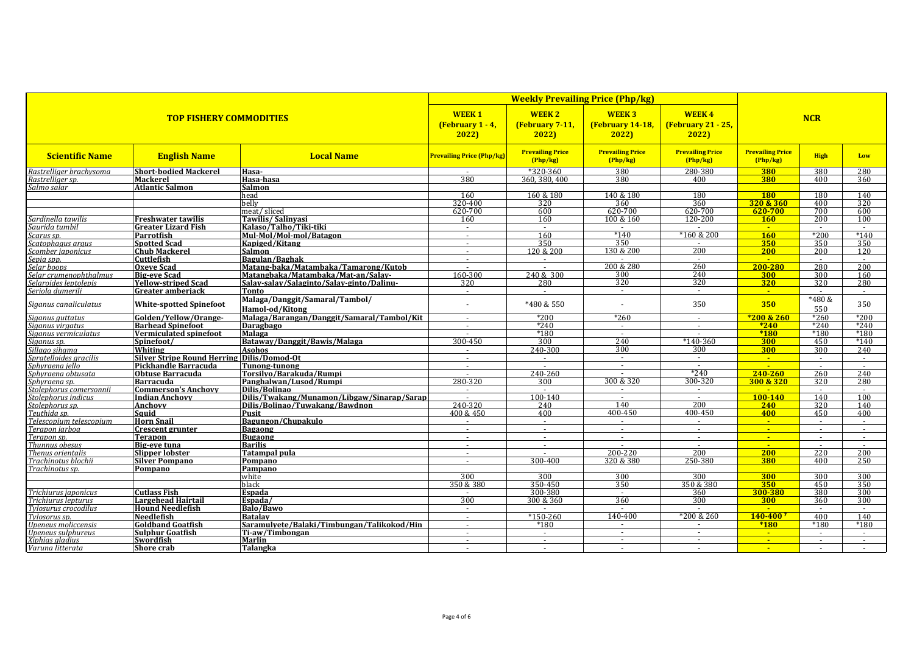| TOP FISHERY COMMODITIES | | | Weekly Prevailing Price (Php/kg) | | | | NCR | | |
|---|---|---|---|---|---|---|---|---|---|
| | | | WEEK 1 (February 1 - 4, 2022) | WEEK 2 (February 7-11, 2022) | WEEK 3 (February 14-18, 2022) | WEEK 4 (February 21 - 25, 2022) | | | |
| Scientific Name | English Name | Local Name | Prevailing Price (Php/kg) | Prevailing Price (Php/kg) | Prevailing Price (Php/kg) | Prevailing Price (Php/kg) | Prevailing Price (Php/kg) | High | Low |
| *Rastrelliger brachysoma* | Short-bodied Mackerel | Hasa- | - | *320-360 | 380 | 280-380 | 380 | 380 | 280 |
| *Rastrelliger sp.* | Mackerel | Hasa-hasa | 380 | 360, 380, 400 | 380 | 400 | 380 | 400 | 360 |
| *Salmo salar* | Atlantic Salmon | Salmon | | | | | | | |
| | | head | 160 | 160 & 180 | 140 & 180 | 180 | 180 | 180 | 140 |
| | | belly | 320-400 | 320 | 360 | 360 | 320 & 360 | 400 | 320 |
| | | meat/ sliced | 620-700 | 600 | 620-700 | 620-700 | 620-700 | 700 | 600 |
| *Sardinella tawilis* | Freshwater tawilis | Tawilis/ Salinyasi | 160 | 160 | 100 & 160 | 120-200 | 160 | 200 | 100 |
| *Saurida tumbil* | Greater Lizard Fish | Kalaso/Talho/Tiki-tiki | - | - | - | - | - | - | - |
| *Scarus sp.* | Parrotfish | Mul-Mol/Mol-mol/Batagon | - | 160 | *140 | *160 & 200 | 160 | *200 | *140 |
| *Scatophagus argus* | Spotted Scad | Kapiged/Kitang | - | 350 | 350 | - | 350 | 350 | 350 |
| *Scomber japonicus* | Chub Mackerel | Salmon | - | 120 & 200 | 130 & 200 | 200 | 200 | 200 | 120 |
| *Sepia spp.* | Cuttlefish | Bagulan/Baghak | - | - | - | - | - | - | - |
| *Selar boops* | Oxeye Scad | Matang-baka/Matambaka/Tamarong/Kutob | - | - | 200 & 280 | 260 | 200-280 | 280 | 200 |
| *Selar crumenophthalmus* | Big-eye Scad | Matangbaka/Matambaka/Mat-an/Salay- | 160-300 | 240 & 300 | 300 | 240 | 300 | 300 | 160 |
| *Selaroides leptolepis* | Yellow-striped Scad | Salay-salay/Salaginto/Salay-ginto/Dalinu- | 320 | 280 | 320 | 320 | 320 | 320 | 280 |
| *Seriola dumerili* | Greater amberjack | Tonto | - | - | - | - | - | - | - |
| *Siganus canaliculatus* | White-spotted Spinefoot | Malaga/Danggit/Samaral/Tambol/ Hamol-od/Kitong | - | *480 & 550 | - | 350 | 350 | *480 & 550 | 350 |
| *Siganus guttatus* | Golden/Yellow/Orange- | Malaga/Barangan/Danggit/Samaral/Tambol/Kit | - | *200 | *260 | - | *200 & 260 | *260 | *200 |
| *Siganus virgatus* | Barhead Spinefoot | Daragbago | - | *240 | - | - | *240 | *240 | *240 |
| *Siganus vermiculatus* | Vermiculated spinefoot | Malaga | - | *180 | - | - | *180 | *180 | *180 |
| *Siganus sp.* | Spinefoot/ | Bataway/Danggit/Bawis/Malaga | 300-450 | 300 | 240 | *140-360 | 300 | 450 | *140 |
| *Sillago sihama* | Whiting | Asohos | - | 240-300 | 300 | 300 | 300 | 300 | 240 |
| *Spratelloides gracilis* | Silver Stripe Round Herring | Dilis/Domod-Ot | - | - | - | - | - | - | - |
| *Sphyraena jello* | Pickhandle Barracuda | Tunong-tunong | - | - | - | - | - | - | - |
| *Sphyraena obtusata* | Obtuse Barracuda | Torsilyo/Barakuda/Rumpi | - | 240-260 | - | *240 | 240-260 | 260 | 240 |
| *Sphyraena sp.* | Barracuda | Panghalwan/Lusod/Rumpi | 280-320 | 300 | 300 & 320 | 300-320 | 300 & 320 | 320 | 280 |
| *Stolephorus commersonnii* | Commerson's Anchovy | Dilis/Bolinao | - | - | - | - | - | - | - |
| *Stolephorus indicus* | Indian Anchovy | Dilis/Twakang/Munamon/Libgaw/Sinarap/Sarap | - | 100-140 | - | - | 100-140 | 140 | 100 |
| *Stolephorus sp.* | Anchovy | Dilis/Bolinao/Tuwakang/Bawdnon | 240-320 | 240 | 140 | 200 | 240 | 320 | 140 |
| *Teuthida sp.* | Squid | Pusit | 400 & 450 | 400 | 400-450 | 400-450 | 400 | 450 | 400 |
| *Telescopium telescopium* | Horn Snail | Bagungon/Chupakulo | - | - | - | - | - | - | - |
| *Terapon jarboa* | Crescent grunter | Bagaong | - | - | - | - | - | - | - |
| *Terapon sp.* | Terapon | Bugaong | - | - | - | - | - | - | - |
| *Thunnus obesus* | Big-eye tuna | Barilis | - | - | - | - | - | - | - |
| *Thenus orientalis* | Slipper lobster | Tatampal pula | - | - | 200-220 | 200 | 200 | 220 | 200 |
| *Trachinotus blochii* | Silver Pompano | Pompano | - | 300-400 | 320 & 380 | 250-380 | 380 | 400 | 250 |
| *Trachinotus sp.* | Pompano | Pampano | | | | | | | |
| | | white | 300 | 300 | 300 | 300 | 300 | 300 | 300 |
| | | black | 350 & 380 | 350-450 | 350 | 350 & 380 | 350 | 450 | 350 |
| *Trichiurus japonicus* | Cutlass Fish | Espada | - | 300-380 | - | 360 | 300-380 | 380 | 300 |
| *Trichiurus lepturus* | Largehead Hairtail | Espada/ | 300 | 300 & 360 | 360 | 300 | 300 | 360 | 300 |
| *Tylosurus crocodilus* | Hound Needlefish | Balo/Bawo | - | - | - | - | - | - | - |
| *Tylosorus sp.* | Needlefish | Batalay | - | *150-260 | 140-400 | *200 & 260 | 140-400 ? | 400 | 140 |
| *Upeneus moliccensis* | Goldband Goatfish | Saramulyete/Balaki/Timbungan/Talikokod/Hin | - | *180 | - | - | *180 | *180 | *180 |
| *Upeneus sulphureus* | Sulphur Goatfish | Ti-aw/Timbongan | - | - | - | - | - | - | - |
| *Xiphias gladius* | Swordfish | Marlin | - | - | - | - | - | - | - |
| *Varuna litterata* | Shore crab | Talangka | - | - | - | - | - | - | - |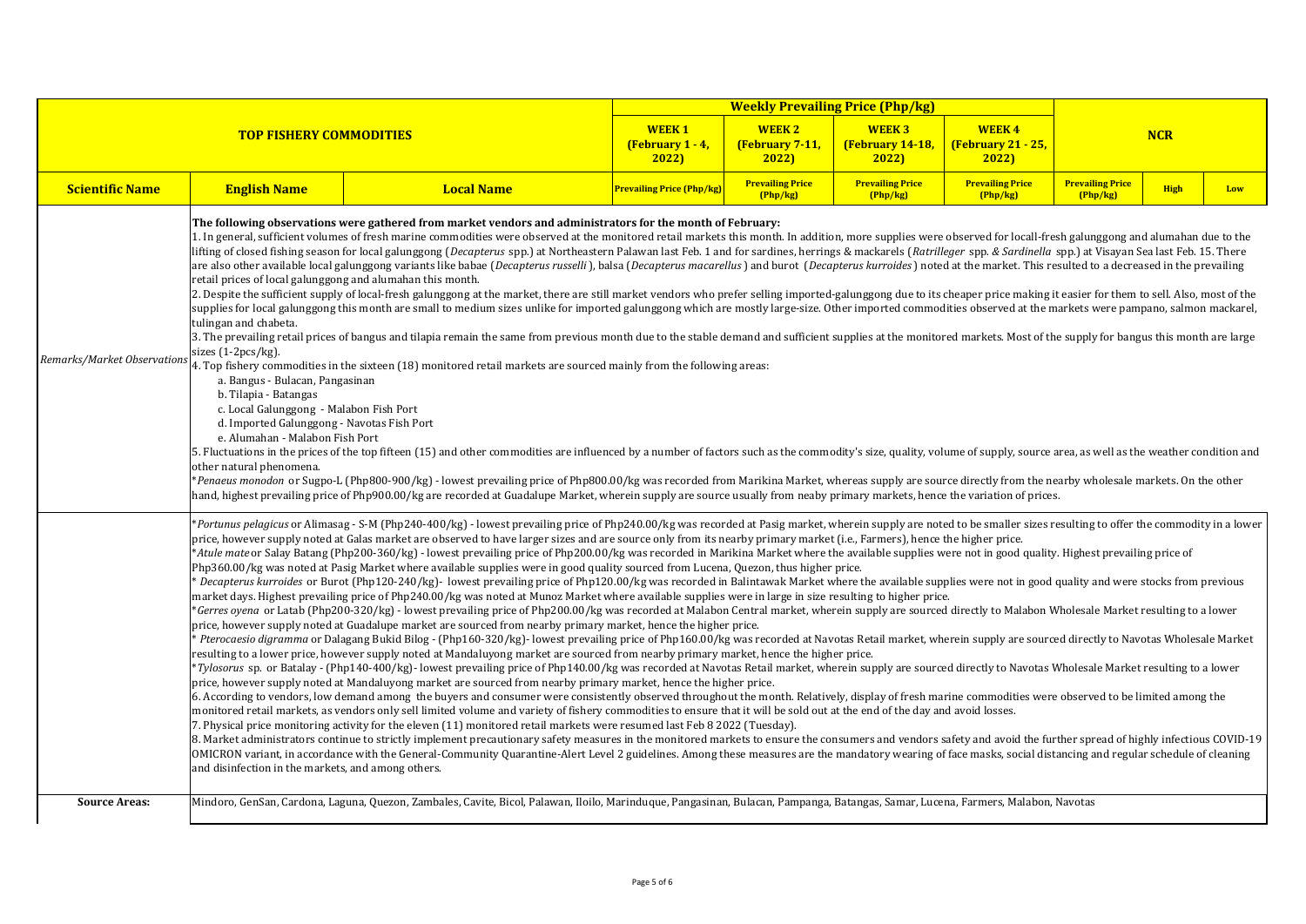| TOP FISHERY COMMODITIES | | | Weekly Prevailing Price (Php/kg) | | | | NCR | | |
|---|---|---|---|---|---|---|---|---|---|
| | | | WEEK 1 (February 1 - 4, 2022) | WEEK 2 (February 7-11, 2022) | WEEK 3 (February 14-18, 2022) | WEEK 4 (February 21 - 25, 2022) | | | |
| Scientific Name | English Name | Local Name | Prevailing Price (Php/kg) | Prevailing Price (Php/kg) | Prevailing Price (Php/kg) | Prevailing Price (Php/kg) | Prevailing Price (Php/kg) | High | Low |

**Remarks/Market Observations**

**The following observations were gathered from market vendors and administrators for the month of February:**

1. In general, sufficient volumes of fresh marine commodities were observed at the monitored retail markets this month. In addition, more supplies were observed for locall-fresh galunggong and alumahan due to the lifting of closed fishing season for local galunggong (*Decapterus* spp.) at Northeastern Palawan last Feb. 1 and for sardines, herrings & mackarels (*Ratrilleger* spp. & *Sardinella* spp.) at Visayan Sea last Feb. 15. There are also other available local galunggong variants like babae (*Decapterus russelli* ), balsa (*Decapterus macarellus* ) and burot (*Decapterus kurroides* ) noted at the market. This resulted to a decreased in the prevailing retail prices of local galunggong and alumahan this month.

2. Despite the sufficient supply of local-fresh galunggong at the market, there are still market vendors who prefer selling imported-galunggong due to its cheaper price making it easier for them to sell. Also, most of the supplies for local galunggong this month are small to medium sizes unlike for imported galunggong which are mostly large-size. Other imported commodities observed at the markets were pampano, salmon mackarel, tulingan and chabeta.

3. The prevailing retail prices of bangus and tilapia remain the same from previous month due to the stable demand and sufficient supplies at the monitored markets. Most of the supply for bangus this month are large sizes (1-2pcs/kg).

4. Top fishery commodities in the sixteen (18) monitored retail markets are sourced mainly from the following areas:
   - a. Bangus - Bulacan, Pangasinan
   - b. Tilapia - Batangas
   - c. Local Galunggong - Malabon Fish Port
   - d. Imported Galunggong - Navotas Fish Port
   - e. Alumahan - Malabon Fish Port

5. Fluctuations in the prices of the top fifteen (15) and other commodities are influenced by a number of factors such as the commodity's size, quality, volume of supply, source area, as well as the weather condition and other natural phenomena.

*\*Penaeus monodon* or Sugpo-L (Php800-900/kg) - lowest prevailing price of Php800.00/kg was recorded from Marikina Market, whereas supply are source directly from the nearby wholesale markets. On the other hand, highest prevailing price of Php900.00/kg are recorded at Guadalupe Market, wherein supply are source usually from neaby primary markets, hence the variation of prices.

*\*Portunus pelagicus* or Alimasag - S-M (Php240-400/kg) - lowest prevailing price of Php240.00/kg was recorded at Pasig market, wherein supply are noted to be smaller sizes resulting to offer the commodity in a lower price, however supply noted at Galas market are observed to have larger sizes and are source only from its nearby primary market (i.e., Farmers), hence the higher price.

*\*Atule mate* or Salay Batang (Php200-360/kg) - lowest prevailing price of Php200.00/kg was recorded in Marikina Market where the available supplies were not in good quality. Highest prevailing price of Php360.00/kg was noted at Pasig Market where available supplies were in good quality sourced from Lucena, Quezon, thus higher price.

*\* Decapterus kurroides* or Burot (Php120-240/kg)- lowest prevailing price of Php120.00/kg was recorded in Balintawak Market where the available supplies were not in good quality and were stocks from previous market days. Highest prevailing price of Php240.00/kg was noted at Munoz Market where available supplies were in large in size resulting to higher price.

*\*Gerres oyena* or Latab (Php200-320/kg) - lowest prevailing price of Php200.00/kg was recorded at Malabon Central market, wherein supply are sourced directly to Malabon Wholesale Market resulting to a lower price, however supply noted at Guadalupe market are sourced from nearby primary market, hence the higher price.

*\* Pterocaesio digramma* or Dalagang Bukid Bilog - (Php160-320/kg)- lowest prevailing price of Php160.00/kg was recorded at Navotas Retail market, wherein supply are sourced directly to Navotas Wholesale Market resulting to a lower price, however supply noted at Mandaluyong market are sourced from nearby primary market, hence the higher price.

*\*Tylosorus* sp. or Batalay - (Php140-400/kg)- lowest prevailing price of Php140.00/kg was recorded at Navotas Retail market, wherein supply are sourced directly to Navotas Wholesale Market resulting to a lower price, however supply noted at Mandaluyong market are sourced from nearby primary market, hence the higher price.

6. According to vendors, low demand among the buyers and consumer were consistently observed throughout the month. Relatively, display of fresh marine commodities were observed to be limited among the monitored retail markets, as vendors only sell limited volume and variety of fishery commodities to ensure that it will be sold out at the end of the day and avoid losses.

7. Physical price monitoring activity for the eleven (11) monitored retail markets were resumed last Feb 8 2022 (Tuesday).

8. Market administrators continue to strictly implement precautionary safety measures in the monitored markets to ensure the consumers and vendors safety and avoid the further spread of highly infectious COVID-19 OMICRON variant, in accordance with the General-Community Quarantine-Alert Level 2 guidelines. Among these measures are the mandatory wearing of face masks, social distancing and regular schedule of cleaning and disinfection in the markets, and among others.

**Source Areas:** Mindoro, GenSan, Cardona, Laguna, Quezon, Zambales, Cavite, Bicol, Palawan, Iloilo, Marinduque, Pangasinan, Bulacan, Pampanga, Batangas, Samar, Lucena, Farmers, Malabon, Navotas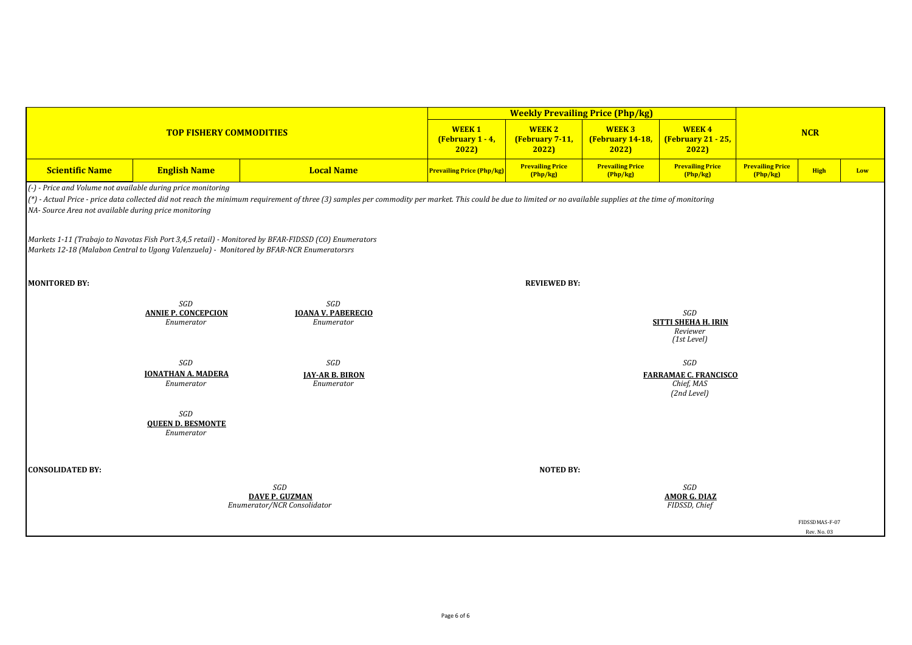| TOP FISHERY COMMODITIES | | | Weekly Prevailing Price (Php/kg) | | | | NCR | | |
|---|---|---|---|---|---|---|---|---|---|
| | | | WEEK 1 (February 1 - 4, 2022) | WEEK 2 (February 7-11, 2022) | WEEK 3 (February 14-18, 2022) | WEEK 4 (February 21 - 25, 2022) | | | |
| Scientific Name | English Name | Local Name | Prevailing Price (Php/kg) | Prevailing Price (Php/kg) | Prevailing Price (Php/kg) | Prevailing Price (Php/kg) | Prevailing Price (Php/kg) | High | Low |

*(-) - Price and Volume not available during price monitoring*

*(\*) - Actual Price - price data collected did not reach the minimum requirement of three (3) samples per commodity per market. This could be due to limited or no available supplies at the time of monitoring*

*NA- Source Area not available during price monitoring*

*Markets 1-11 (Trabajo to Navotas Fish Port 3,4,5 retail) - Monitored by BFAR-FIDSSD (CO) Enumerators*

*Markets 12-18 (Malabon Central to Ugong Valenzuela) - Monitored by BFAR-NCR Enumeratorsrs*

**MONITORED BY:**

*SGD*
**ANNIE P. CONCEPCION**
*Enumerator*

*SGD*
**JOANA V. PABERECIO**
*Enumerator*

*SGD*
**JONATHAN A. MADERA**
*Enumerator*

*SGD*
**JAY-AR B. BIRON**
*Enumerator*

*SGD*
**QUEEN D. BESMONTE**
*Enumerator*

**REVIEWED BY:**

*SGD*
**SITTI SHEHA H. IRIN**
*Reviewer*
*(1st Level)*

*SGD*
**FARRAMAE C. FRANCISCO**
*Chief, MAS*
*(2nd Level)*

**CONSOLIDATED BY:**

*SGD*
**DAVE P. GUZMAN**
*Enumerator/NCR Consolidator*

**NOTED BY:**

*SGD*
**AMOR G. DIAZ**
*FIDSSD, Chief*

FIDSSD MAS-F-07
Rev. No. 03